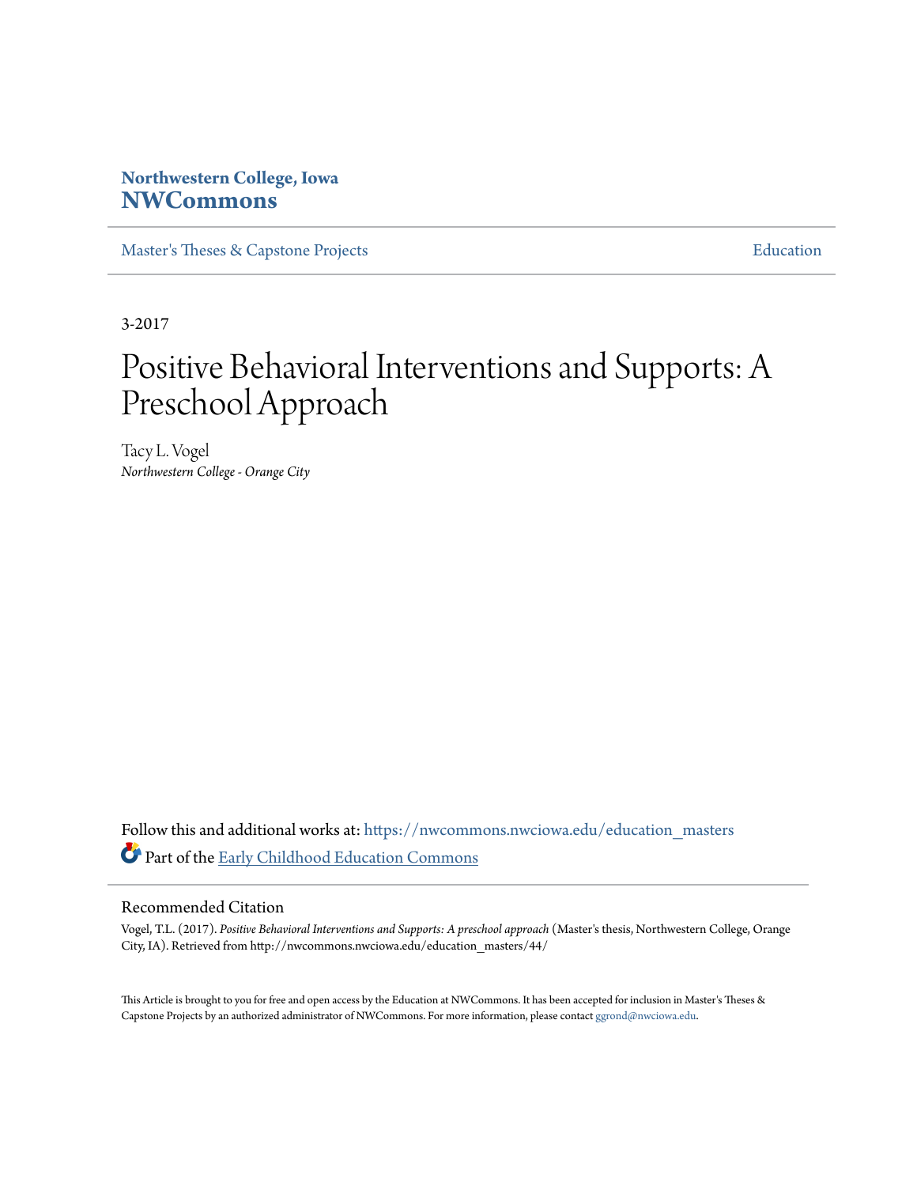**Northwestern College, Iowa**
**NWCommons**

Master's Theses & Capstone Projects — Education

3-2017

# Positive Behavioral Interventions and Supports: A Preschool Approach

Tacy L. Vogel
*Northwestern College - Orange City*

Follow this and additional works at: https://nwcommons.nwciowa.edu/education_masters

Part of the Early Childhood Education Commons

## Recommended Citation

Vogel, T.L. (2017). *Positive Behavioral Interventions and Supports: A preschool approach* (Master's thesis, Northwestern College, Orange City, IA). Retrieved from http://nwcommons.nwciowa.edu/education_masters/44/

This Article is brought to you for free and open access by the Education at NWCommons. It has been accepted for inclusion in Master's Theses & Capstone Projects by an authorized administrator of NWCommons. For more information, please contact ggrond@nwciowa.edu.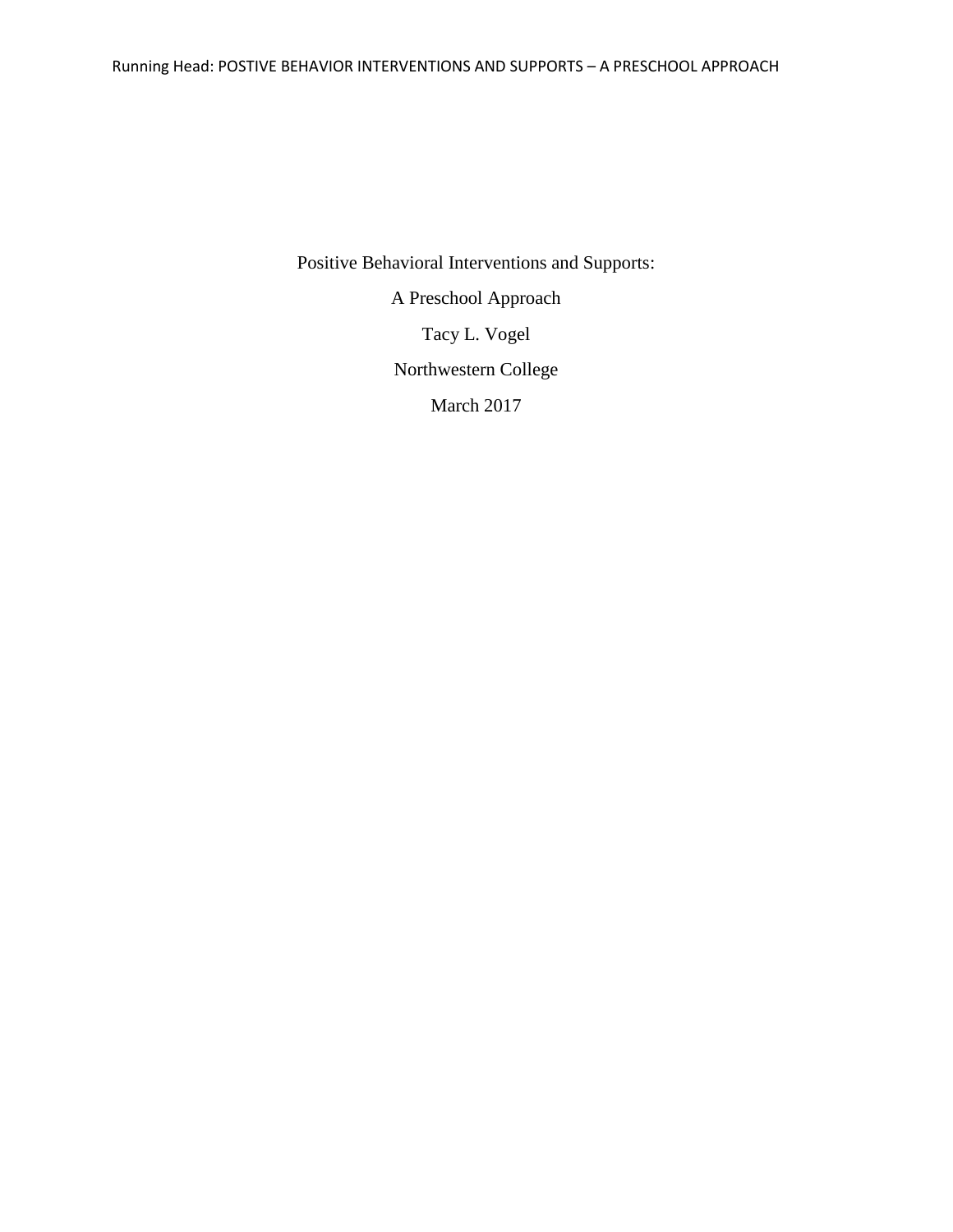Positive Behavioral Interventions and Supports:

A Preschool Approach

Tacy L. Vogel

Northwestern College

March 2017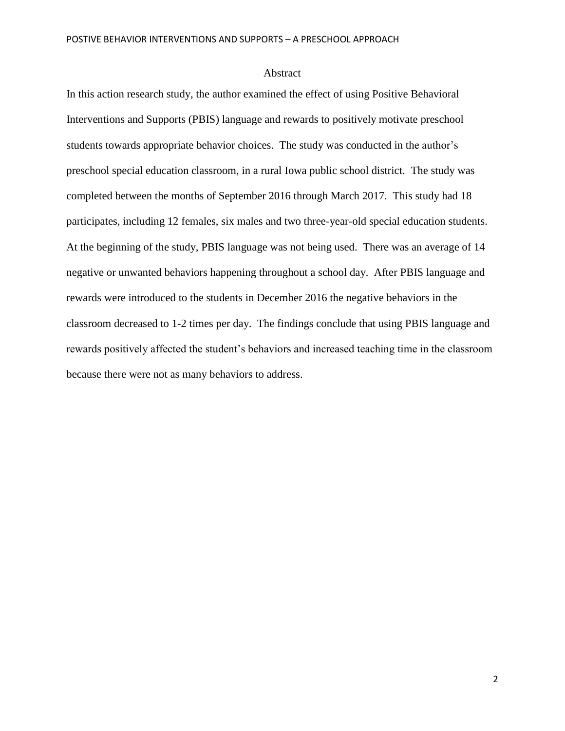# Abstract

In this action research study, the author examined the effect of using Positive Behavioral Interventions and Supports (PBIS) language and rewards to positively motivate preschool students towards appropriate behavior choices. The study was conducted in the author's preschool special education classroom, in a rural Iowa public school district. The study was completed between the months of September 2016 through March 2017. This study had 18 participates, including 12 females, six males and two three-year-old special education students. At the beginning of the study, PBIS language was not being used. There was an average of 14 negative or unwanted behaviors happening throughout a school day. After PBIS language and rewards were introduced to the students in December 2016 the negative behaviors in the classroom decreased to 1-2 times per day. The findings conclude that using PBIS language and rewards positively affected the student's behaviors and increased teaching time in the classroom because there were not as many behaviors to address.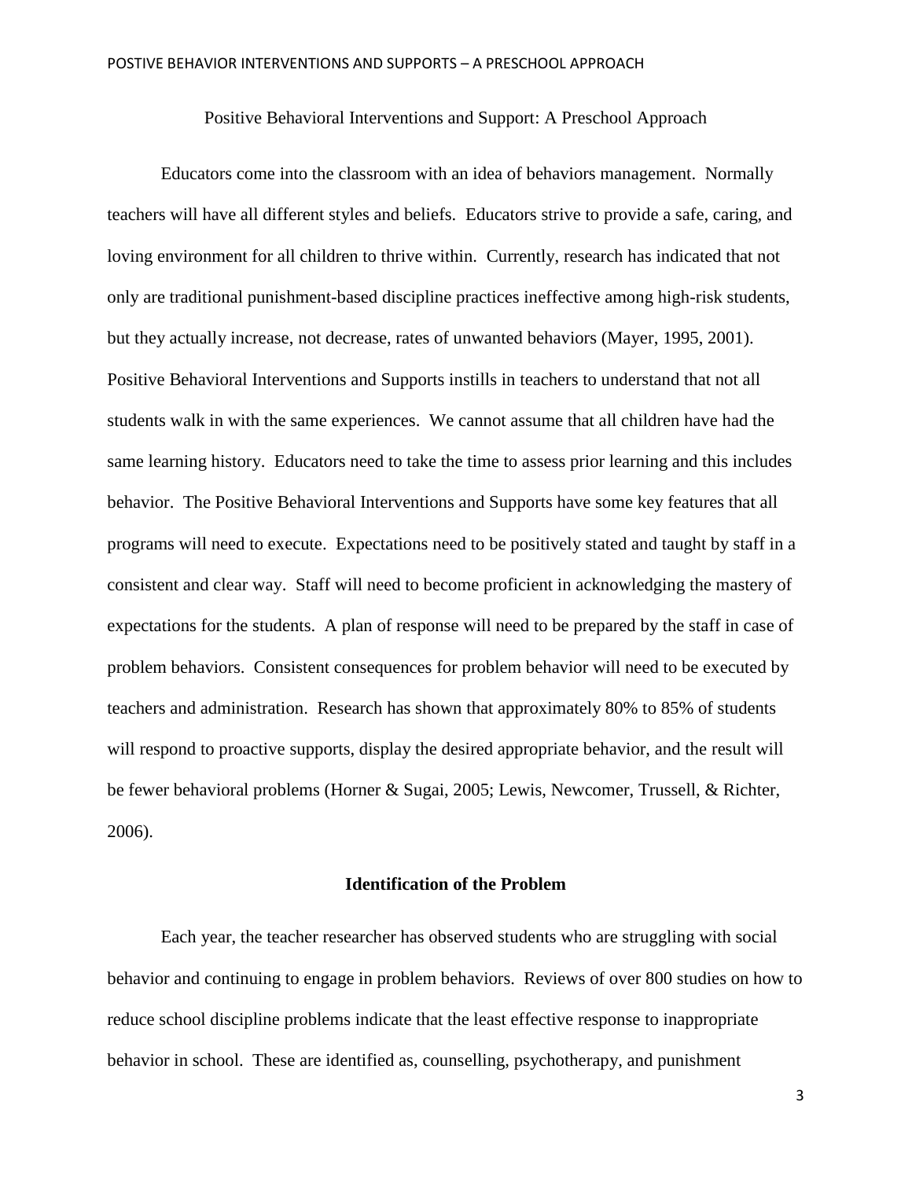Positive Behavioral Interventions and Support: A Preschool Approach

Educators come into the classroom with an idea of behaviors management. Normally teachers will have all different styles and beliefs. Educators strive to provide a safe, caring, and loving environment for all children to thrive within. Currently, research has indicated that not only are traditional punishment-based discipline practices ineffective among high-risk students, but they actually increase, not decrease, rates of unwanted behaviors (Mayer, 1995, 2001). Positive Behavioral Interventions and Supports instills in teachers to understand that not all students walk in with the same experiences. We cannot assume that all children have had the same learning history. Educators need to take the time to assess prior learning and this includes behavior. The Positive Behavioral Interventions and Supports have some key features that all programs will need to execute. Expectations need to be positively stated and taught by staff in a consistent and clear way. Staff will need to become proficient in acknowledging the mastery of expectations for the students. A plan of response will need to be prepared by the staff in case of problem behaviors. Consistent consequences for problem behavior will need to be executed by teachers and administration. Research has shown that approximately 80% to 85% of students will respond to proactive supports, display the desired appropriate behavior, and the result will be fewer behavioral problems (Horner & Sugai, 2005; Lewis, Newcomer, Trussell, & Richter, 2006).

## Identification of the Problem

Each year, the teacher researcher has observed students who are struggling with social behavior and continuing to engage in problem behaviors. Reviews of over 800 studies on how to reduce school discipline problems indicate that the least effective response to inappropriate behavior in school. These are identified as, counselling, psychotherapy, and punishment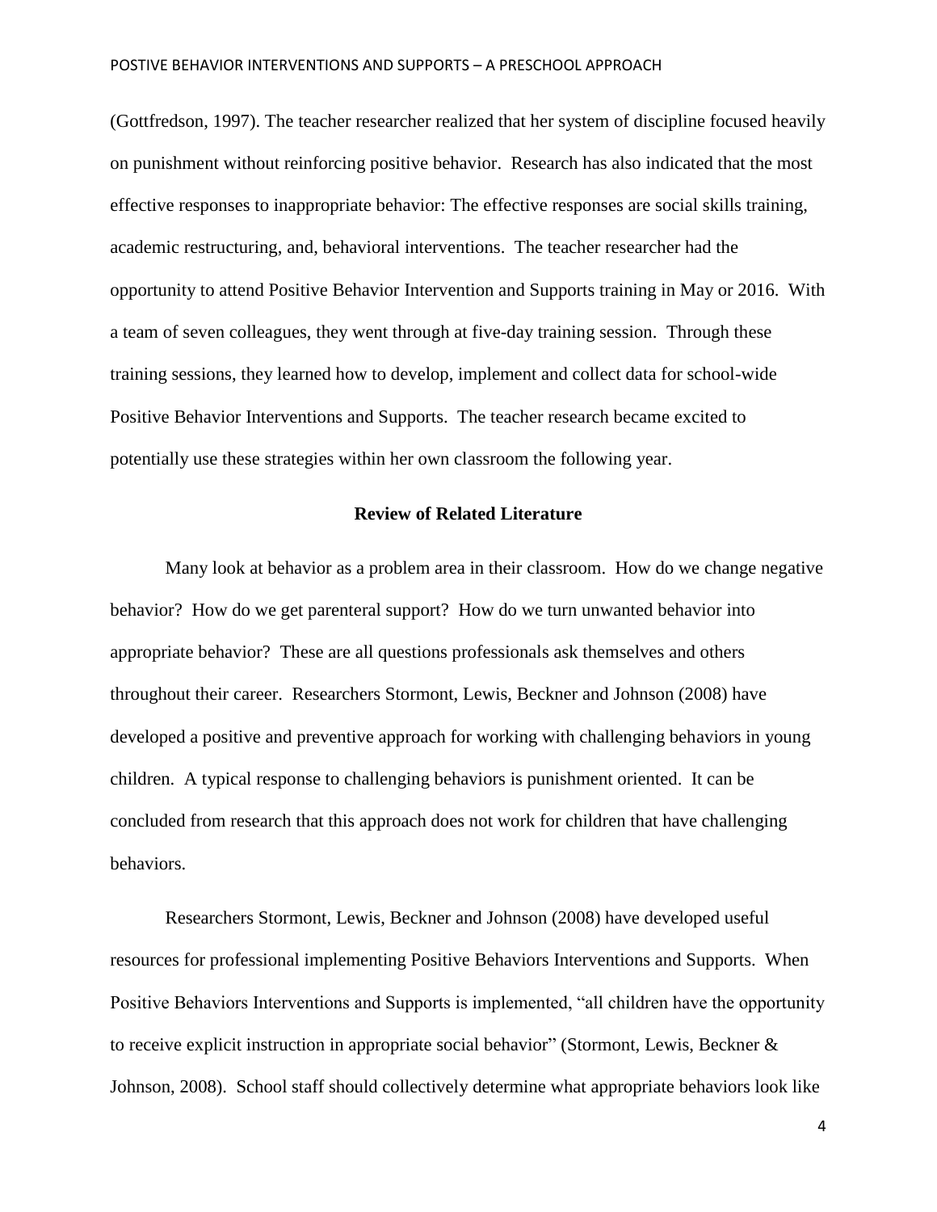(Gottfredson, 1997). The teacher researcher realized that her system of discipline focused heavily on punishment without reinforcing positive behavior. Research has also indicated that the most effective responses to inappropriate behavior: The effective responses are social skills training, academic restructuring, and, behavioral interventions. The teacher researcher had the opportunity to attend Positive Behavior Intervention and Supports training in May or 2016. With a team of seven colleagues, they went through at five-day training session. Through these training sessions, they learned how to develop, implement and collect data for school-wide Positive Behavior Interventions and Supports. The teacher research became excited to potentially use these strategies within her own classroom the following year.

## Review of Related Literature

Many look at behavior as a problem area in their classroom. How do we change negative behavior? How do we get parenteral support? How do we turn unwanted behavior into appropriate behavior? These are all questions professionals ask themselves and others throughout their career. Researchers Stormont, Lewis, Beckner and Johnson (2008) have developed a positive and preventive approach for working with challenging behaviors in young children. A typical response to challenging behaviors is punishment oriented. It can be concluded from research that this approach does not work for children that have challenging behaviors.

Researchers Stormont, Lewis, Beckner and Johnson (2008) have developed useful resources for professional implementing Positive Behaviors Interventions and Supports. When Positive Behaviors Interventions and Supports is implemented, "all children have the opportunity to receive explicit instruction in appropriate social behavior" (Stormont, Lewis, Beckner & Johnson, 2008). School staff should collectively determine what appropriate behaviors look like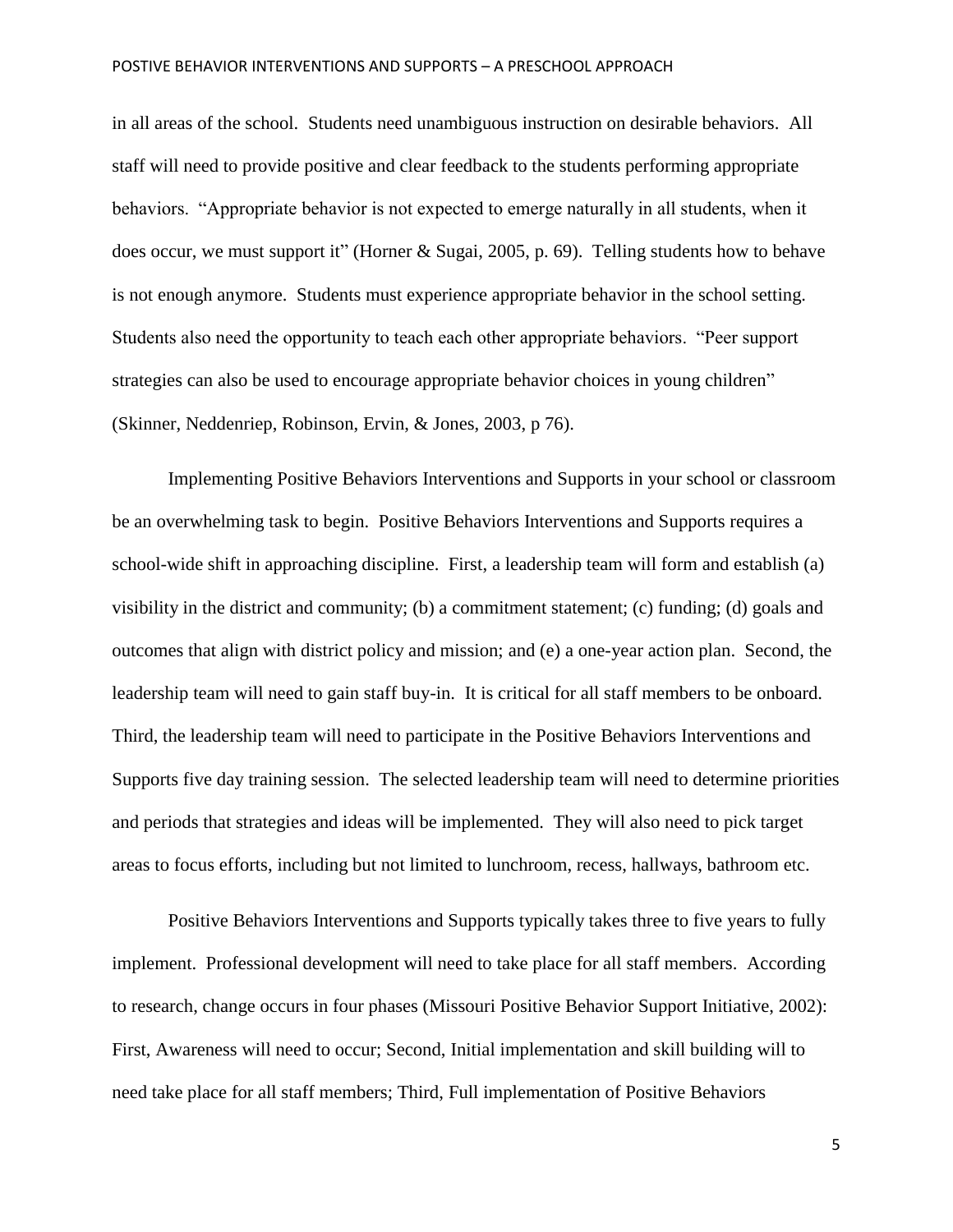in all areas of the school. Students need unambiguous instruction on desirable behaviors. All staff will need to provide positive and clear feedback to the students performing appropriate behaviors. "Appropriate behavior is not expected to emerge naturally in all students, when it does occur, we must support it" (Horner & Sugai, 2005, p. 69). Telling students how to behave is not enough anymore. Students must experience appropriate behavior in the school setting. Students also need the opportunity to teach each other appropriate behaviors. "Peer support strategies can also be used to encourage appropriate behavior choices in young children" (Skinner, Neddenriep, Robinson, Ervin, & Jones, 2003, p 76).

Implementing Positive Behaviors Interventions and Supports in your school or classroom be an overwhelming task to begin. Positive Behaviors Interventions and Supports requires a school-wide shift in approaching discipline. First, a leadership team will form and establish (a) visibility in the district and community; (b) a commitment statement; (c) funding; (d) goals and outcomes that align with district policy and mission; and (e) a one-year action plan. Second, the leadership team will need to gain staff buy-in. It is critical for all staff members to be onboard. Third, the leadership team will need to participate in the Positive Behaviors Interventions and Supports five day training session. The selected leadership team will need to determine priorities and periods that strategies and ideas will be implemented. They will also need to pick target areas to focus efforts, including but not limited to lunchroom, recess, hallways, bathroom etc.

Positive Behaviors Interventions and Supports typically takes three to five years to fully implement. Professional development will need to take place for all staff members. According to research, change occurs in four phases (Missouri Positive Behavior Support Initiative, 2002): First, Awareness will need to occur; Second, Initial implementation and skill building will to need take place for all staff members; Third, Full implementation of Positive Behaviors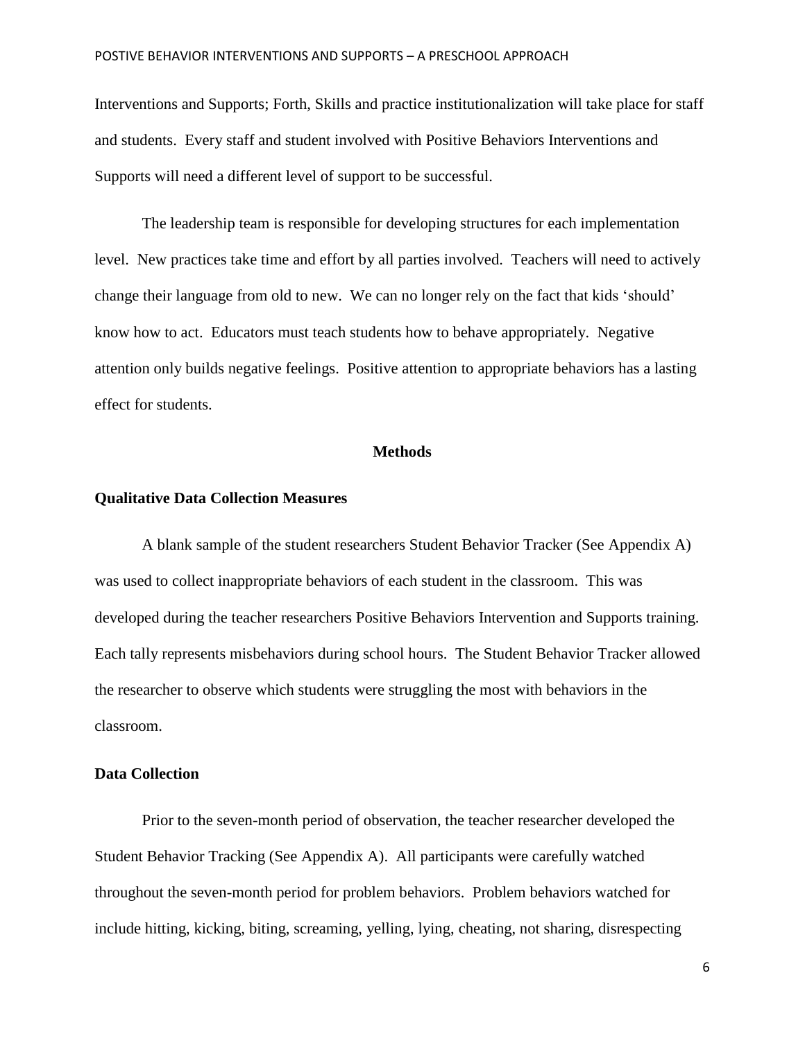Interventions and Supports; Forth, Skills and practice institutionalization will take place for staff and students. Every staff and student involved with Positive Behaviors Interventions and Supports will need a different level of support to be successful.

The leadership team is responsible for developing structures for each implementation level. New practices take time and effort by all parties involved. Teachers will need to actively change their language from old to new. We can no longer rely on the fact that kids 'should' know how to act. Educators must teach students how to behave appropriately. Negative attention only builds negative feelings. Positive attention to appropriate behaviors has a lasting effect for students.

## Methods

### Qualitative Data Collection Measures

A blank sample of the student researchers Student Behavior Tracker (See Appendix A) was used to collect inappropriate behaviors of each student in the classroom. This was developed during the teacher researchers Positive Behaviors Intervention and Supports training. Each tally represents misbehaviors during school hours. The Student Behavior Tracker allowed the researcher to observe which students were struggling the most with behaviors in the classroom.

### Data Collection

Prior to the seven-month period of observation, the teacher researcher developed the Student Behavior Tracking (See Appendix A). All participants were carefully watched throughout the seven-month period for problem behaviors. Problem behaviors watched for include hitting, kicking, biting, screaming, yelling, lying, cheating, not sharing, disrespecting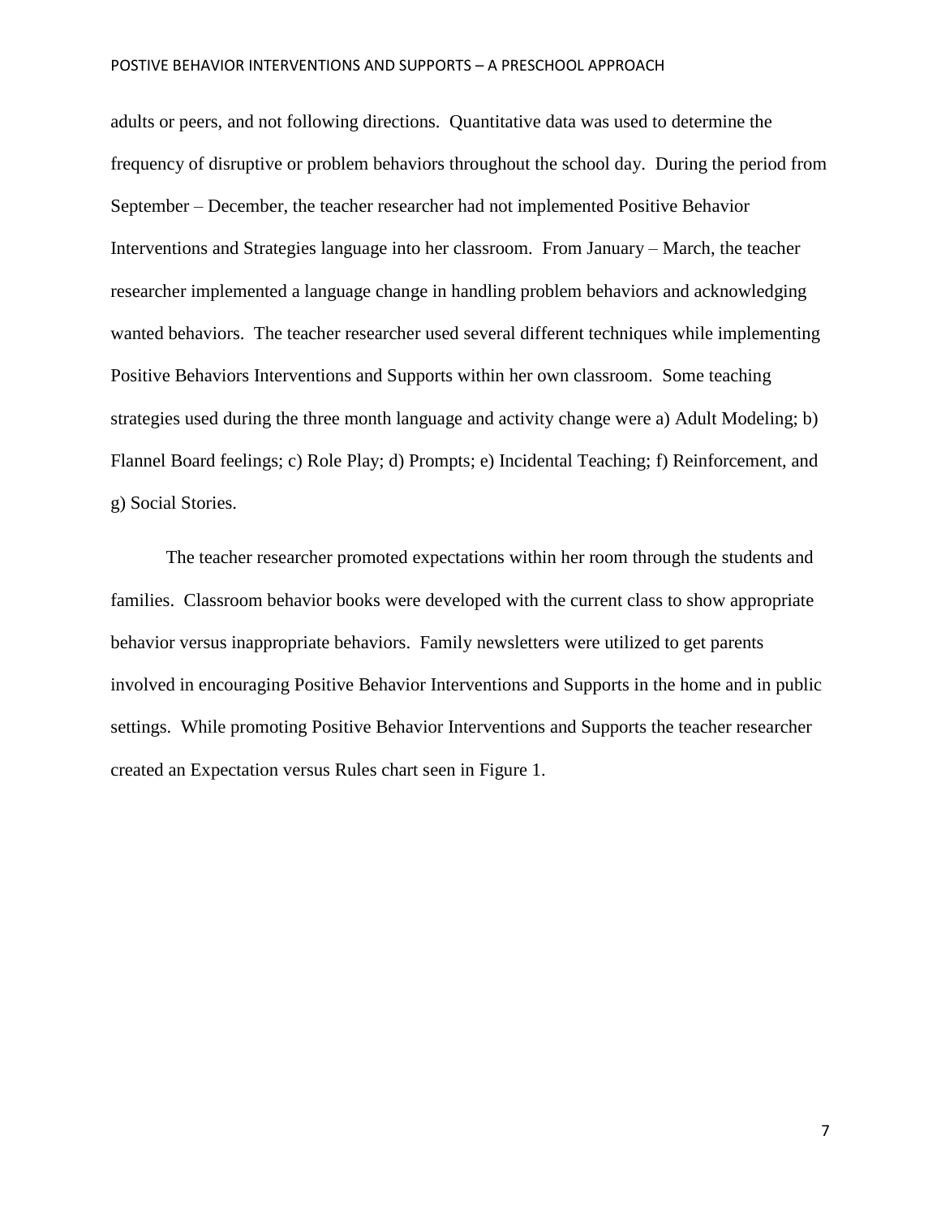adults or peers, and not following directions. Quantitative data was used to determine the frequency of disruptive or problem behaviors throughout the school day. During the period from September – December, the teacher researcher had not implemented Positive Behavior Interventions and Strategies language into her classroom. From January – March, the teacher researcher implemented a language change in handling problem behaviors and acknowledging wanted behaviors. The teacher researcher used several different techniques while implementing Positive Behaviors Interventions and Supports within her own classroom. Some teaching strategies used during the three month language and activity change were a) Adult Modeling; b) Flannel Board feelings; c) Role Play; d) Prompts; e) Incidental Teaching; f) Reinforcement, and g) Social Stories.

The teacher researcher promoted expectations within her room through the students and families. Classroom behavior books were developed with the current class to show appropriate behavior versus inappropriate behaviors. Family newsletters were utilized to get parents involved in encouraging Positive Behavior Interventions and Supports in the home and in public settings. While promoting Positive Behavior Interventions and Supports the teacher researcher created an Expectation versus Rules chart seen in Figure 1.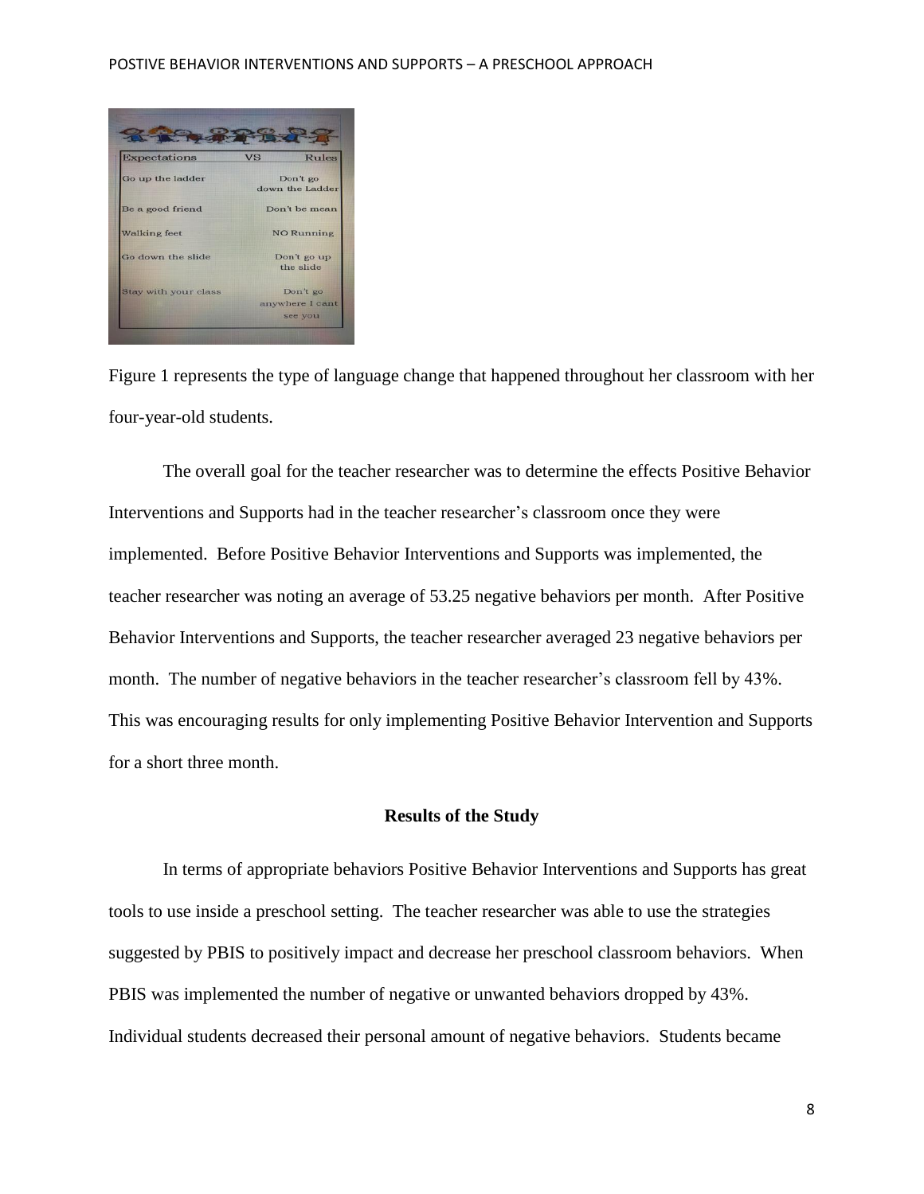| Expectations | VS | Rules |
| --- | --- | --- |
| Go up the ladder | | Don't go down the Ladder |
| Be a good friend | | Don't be mean |
| Walking feet | | NO Running |
| Go down the slide | | Don't go up the slide |
| Stay with your class | | Don't go anywhere I cant see you |

Figure 1 represents the type of language change that happened throughout her classroom with her four-year-old students.

The overall goal for the teacher researcher was to determine the effects Positive Behavior Interventions and Supports had in the teacher researcher's classroom once they were implemented. Before Positive Behavior Interventions and Supports was implemented, the teacher researcher was noting an average of 53.25 negative behaviors per month. After Positive Behavior Interventions and Supports, the teacher researcher averaged 23 negative behaviors per month. The number of negative behaviors in the teacher researcher's classroom fell by 43%. This was encouraging results for only implementing Positive Behavior Intervention and Supports for a short three month.

## Results of the Study

In terms of appropriate behaviors Positive Behavior Interventions and Supports has great tools to use inside a preschool setting. The teacher researcher was able to use the strategies suggested by PBIS to positively impact and decrease her preschool classroom behaviors. When PBIS was implemented the number of negative or unwanted behaviors dropped by 43%. Individual students decreased their personal amount of negative behaviors. Students became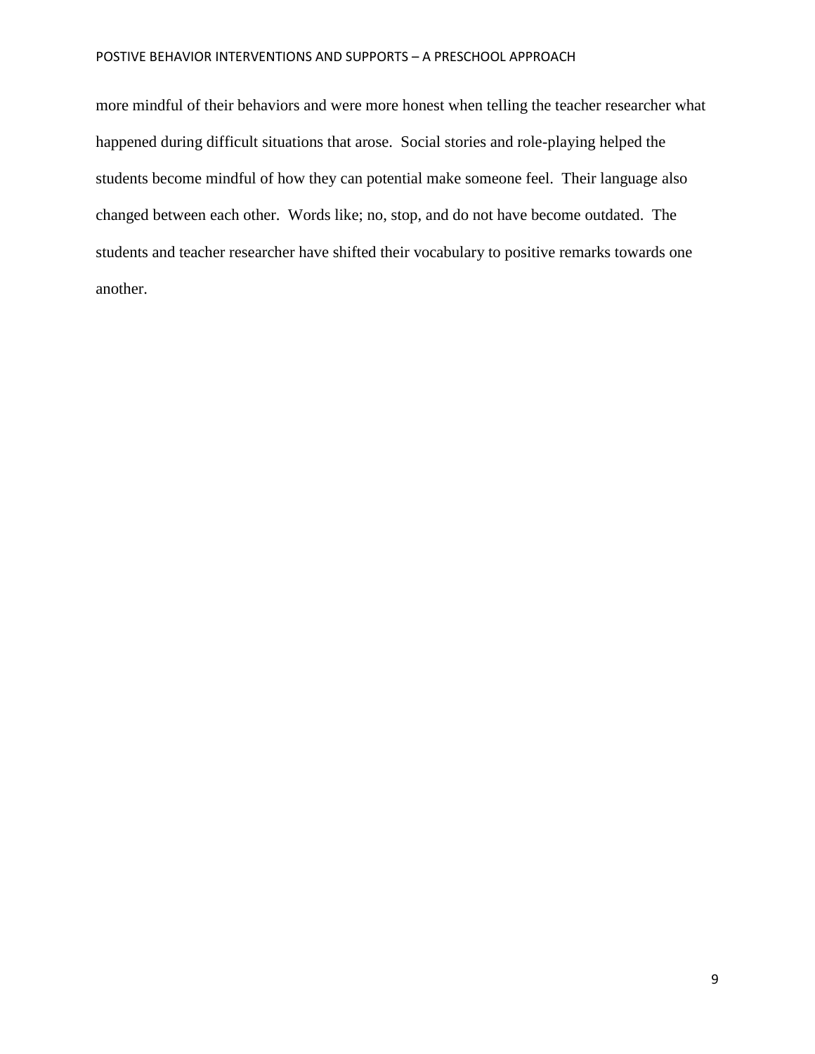more mindful of their behaviors and were more honest when telling the teacher researcher what happened during difficult situations that arose. Social stories and role-playing helped the students become mindful of how they can potential make someone feel. Their language also changed between each other. Words like; no, stop, and do not have become outdated. The students and teacher researcher have shifted their vocabulary to positive remarks towards one another.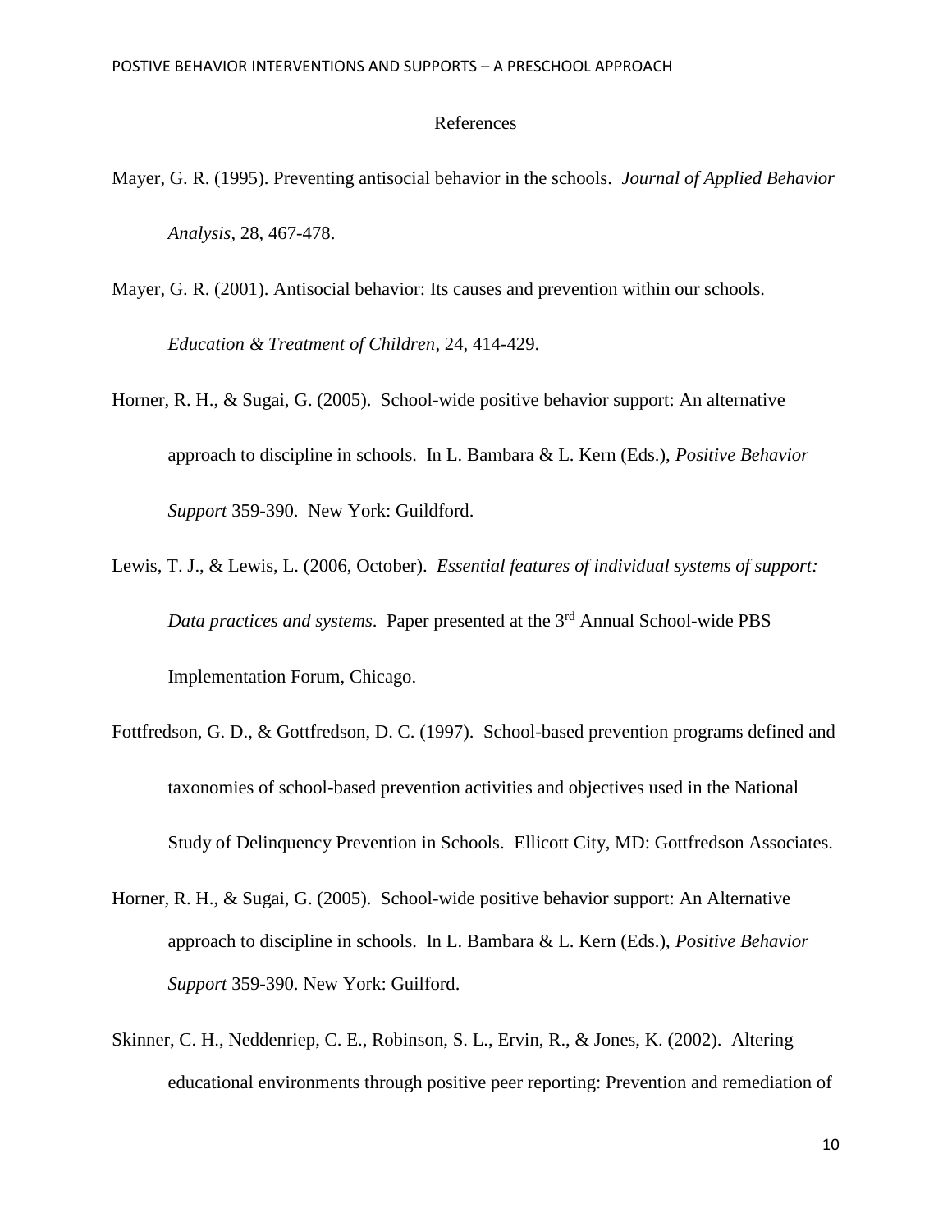# References

Mayer, G. R. (1995). Preventing antisocial behavior in the schools. *Journal of Applied Behavior Analysis*, 28, 467-478.

Mayer, G. R. (2001). Antisocial behavior: Its causes and prevention within our schools. *Education & Treatment of Children*, 24, 414-429.

Horner, R. H., & Sugai, G. (2005). School-wide positive behavior support: An alternative approach to discipline in schools. In L. Bambara & L. Kern (Eds.), *Positive Behavior Support* 359-390. New York: Guildford.

Lewis, T. J., & Lewis, L. (2006, October). *Essential features of individual systems of support: Data practices and systems*. Paper presented at the 3rd Annual School-wide PBS Implementation Forum, Chicago.

Fottfredson, G. D., & Gottfredson, D. C. (1997). School-based prevention programs defined and taxonomies of school-based prevention activities and objectives used in the National Study of Delinquency Prevention in Schools. Ellicott City, MD: Gottfredson Associates.

Horner, R. H., & Sugai, G. (2005). School-wide positive behavior support: An Alternative approach to discipline in schools. In L. Bambara & L. Kern (Eds.), *Positive Behavior Support* 359-390. New York: Guilford.

Skinner, C. H., Neddenriep, C. E., Robinson, S. L., Ervin, R., & Jones, K. (2002). Altering educational environments through positive peer reporting: Prevention and remediation of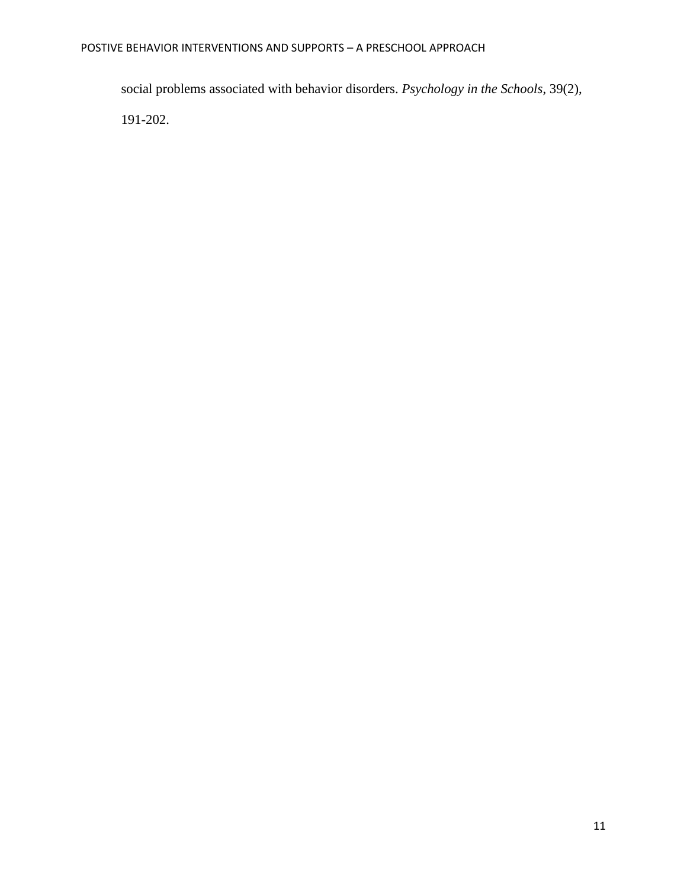social problems associated with behavior disorders. *Psychology in the Schools*, 39(2), 191-202.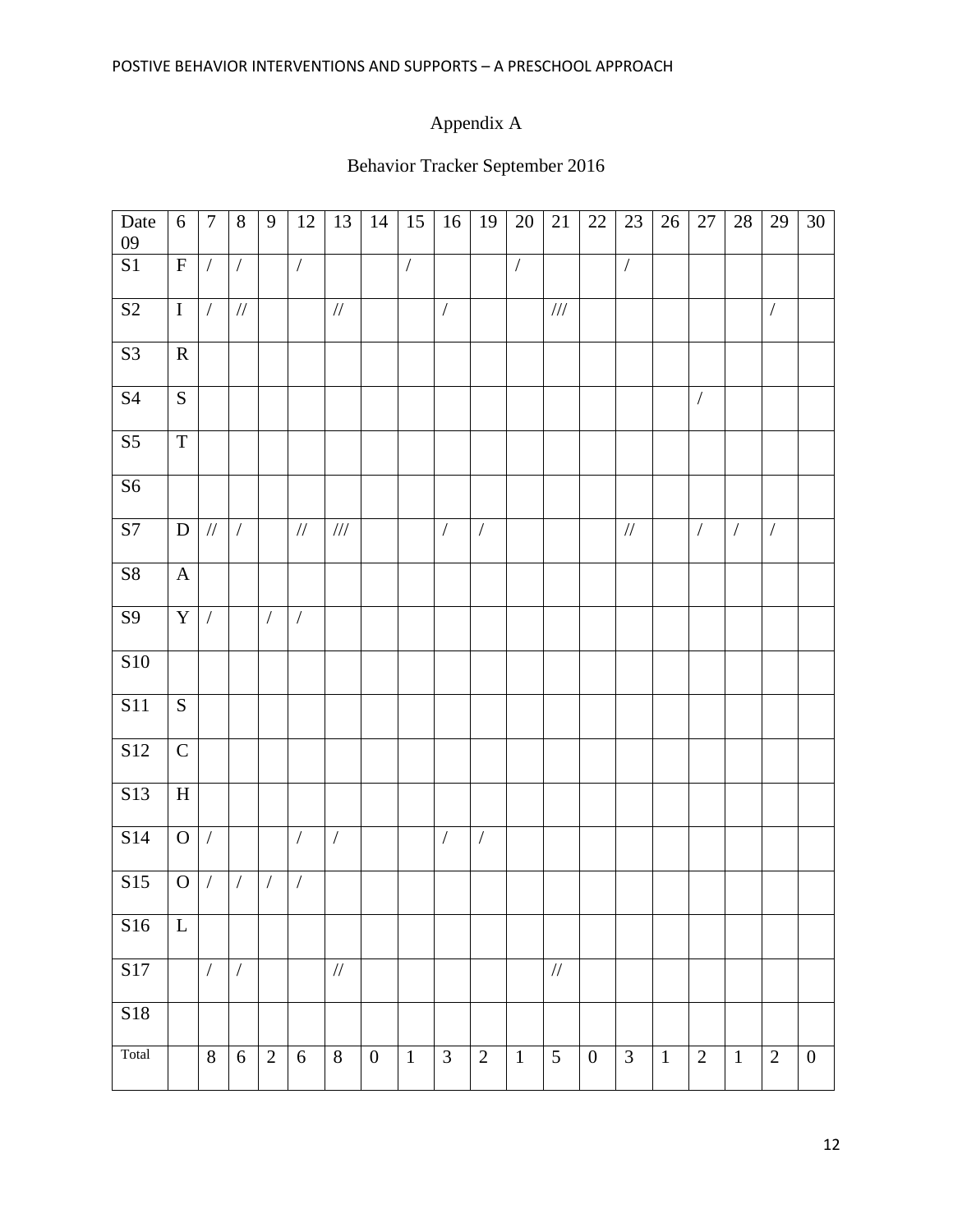Appendix A

Behavior Tracker September 2016

| Date 09 | 6 | 7 | 8 | 9 | 12 | 13 | 14 | 15 | 16 | 19 | 20 | 21 | 22 | 23 | 26 | 27 | 28 | 29 | 30 |
|---|---|---|---|---|---|---|---|---|---|---|---|---|---|---|---|---|---|---|---|
| S1 | F | / | / | | / | | | / | | | / | | | / | | | | | |
| S2 | I | / | // | | | // | | | / | | | /// | | | | | | / | |
| S3 | R | | | | | | | | | | | | | | | | | | |
| S4 | S | | | | | | | | | | | | | | | / | | | |
| S5 | T | | | | | | | | | | | | | | | | | | |
| S6 | | | | | | | | | | | | | | | | | | | |
| S7 | D | // | / | | // | /// | | | / | / | | | | // | | / | / | / | |
| S8 | A | | | | | | | | | | | | | | | | | | |
| S9 | Y | / | | / | / | | | | | | | | | | | | | | |
| S10 | | | | | | | | | | | | | | | | | | | |
| S11 | S | | | | | | | | | | | | | | | | | | |
| S12 | C | | | | | | | | | | | | | | | | | | |
| S13 | H | | | | | | | | | | | | | | | | | | |
| S14 | O | / | | | / | / | | | / | / | | | | | | | | | |
| S15 | O | / | / | / | / | | | | | | | | | | | | | | |
| S16 | L | | | | | | | | | | | | | | | | | | |
| S17 | | / | / | | | // | | | | | | // | | | | | | | |
| S18 | | | | | | | | | | | | | | | | | | | |
| Total | | 8 | 6 | 2 | 6 | 8 | 0 | 1 | 3 | 2 | 1 | 5 | 0 | 3 | 1 | 2 | 1 | 2 | 0 |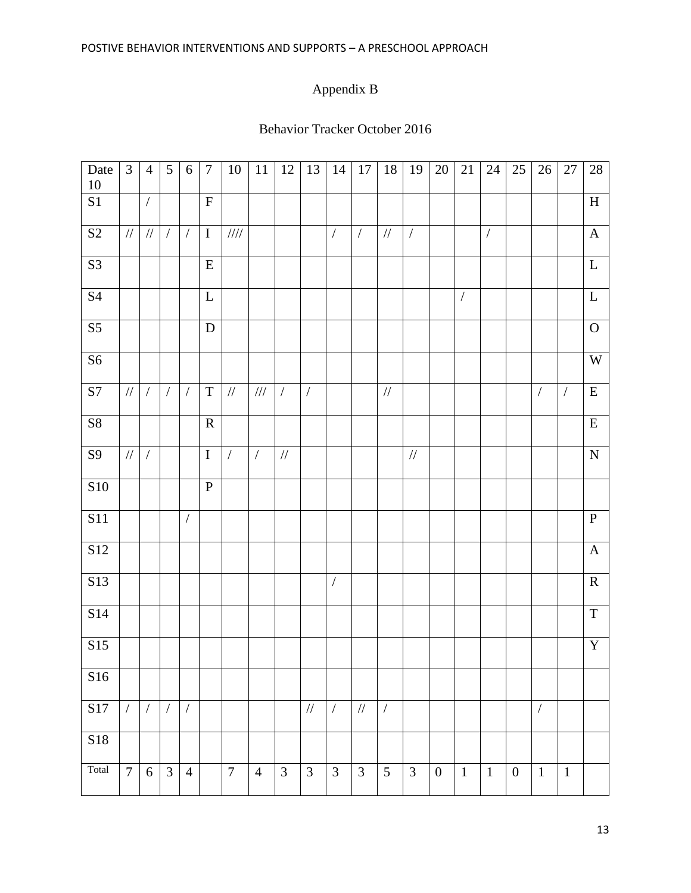# Appendix B

## Behavior Tracker October 2016

| Date 10 | 3 | 4 | 5 | 6 | 7 | 10 | 11 | 12 | 13 | 14 | 17 | 18 | 19 | 20 | 21 | 24 | 25 | 26 | 27 | 28 |
|---|---|---|---|---|---|---|---|---|---|---|---|---|---|---|---|---|---|---|---|---|
| S1 | | / | | | F | | | | | | | | | | | | | | | H |
| S2 | // | // | / | / | I | //// | | | | / | / | // | / | | | / | | | | A |
| S3 | | | | | E | | | | | | | | | | | | | | | L |
| S4 | | | | | L | | | | | | | | | | / | | | | | L |
| S5 | | | | | D | | | | | | | | | | | | | | | O |
| S6 | | | | | | | | | | | | | | | | | | | | W |
| S7 | // | / | / | / | T | // | /// | / | / | | | // | | | | | | / | / | E |
| S8 | | | | | R | | | | | | | | | | | | | | | E |
| S9 | // | / | | | I | / | / | // | | | | | // | | | | | | | N |
| S10 | | | | | P | | | | | | | | | | | | | | | |
| S11 | | | | / | | | | | | | | | | | | | | | | P |
| S12 | | | | | | | | | | | | | | | | | | | | A |
| S13 | | | | | | | | | | / | | | | | | | | | | R |
| S14 | | | | | | | | | | | | | | | | | | | | T |
| S15 | | | | | | | | | | | | | | | | | | | | Y |
| S16 | | | | | | | | | | | | | | | | | | | | |
| S17 | / | / | / | / | | | | | // | / | // | / | | | | | | / | | |
| S18 | | | | | | | | | | | | | | | | | | | | |
| Total | 7 | 6 | 3 | 4 | | 7 | 4 | 3 | 3 | 3 | 3 | 5 | 3 | 0 | 1 | 1 | 0 | 1 | 1 | |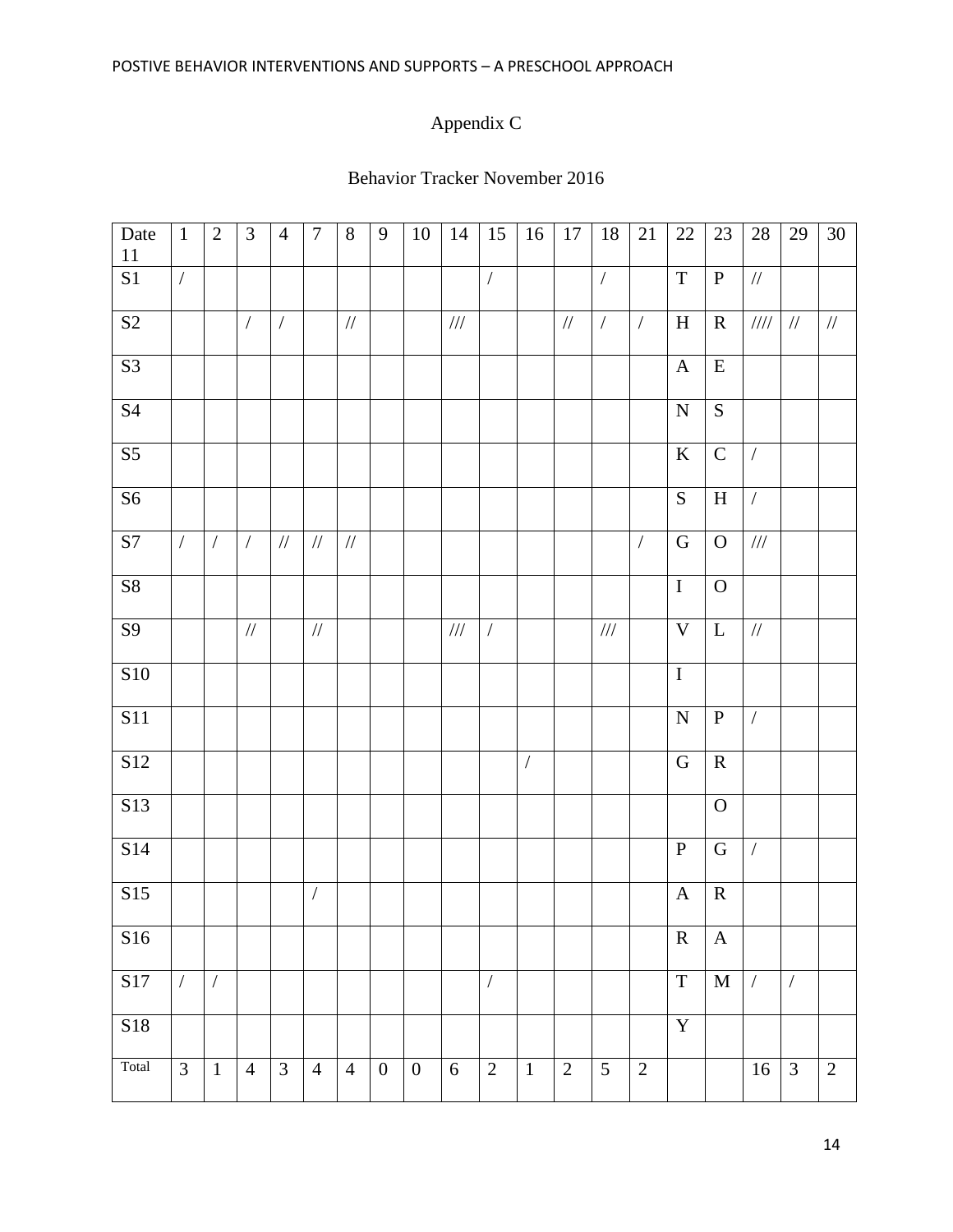Appendix C

Behavior Tracker November 2016

| Date 11 | 1 | 2 | 3 | 4 | 7 | 8 | 9 | 10 | 14 | 15 | 16 | 17 | 18 | 21 | 22 | 23 | 28 | 29 | 30 |
|---|---|---|---|---|---|---|---|---|---|---|---|---|---|---|---|---|---|---|---|
| S1 | / | | | | | | | | | / | | | / | | T | P | // | | |
| S2 | | | / | / | | // | | | /// | | | // | / | / | H | R | //// | // | // |
| S3 | | | | | | | | | | | | | | | A | E | | | |
| S4 | | | | | | | | | | | | | | | N | S | | | |
| S5 | | | | | | | | | | | | | | | K | C | / | | |
| S6 | | | | | | | | | | | | | | | S | H | / | | |
| S7 | / | / | / | // | // | // | | | | | | | | / | G | O | /// | | |
| S8 | | | | | | | | | | | | | | | I | O | | | |
| S9 | | | // | | // | | | | /// | / | | | /// | | V | L | // | | |
| S10 | | | | | | | | | | | | | | | I | | | | |
| S11 | | | | | | | | | | | | | | | N | P | / | | |
| S12 | | | | | | | | | | | / | | | | G | R | | | |
| S13 | | | | | | | | | | | | | | | | O | | | |
| S14 | | | | | | | | | | | | | | | P | G | / | | |
| S15 | | | | | / | | | | | | | | | | A | R | | | |
| S16 | | | | | | | | | | | | | | | R | A | | | |
| S17 | / | / | | | | | | | | / | | | | | T | M | / | / | |
| S18 | | | | | | | | | | | | | | | Y | | | | |
| Total | 3 | 1 | 4 | 3 | 4 | 4 | 0 | 0 | 6 | 2 | 1 | 2 | 5 | 2 | | | 16 | 3 | 2 |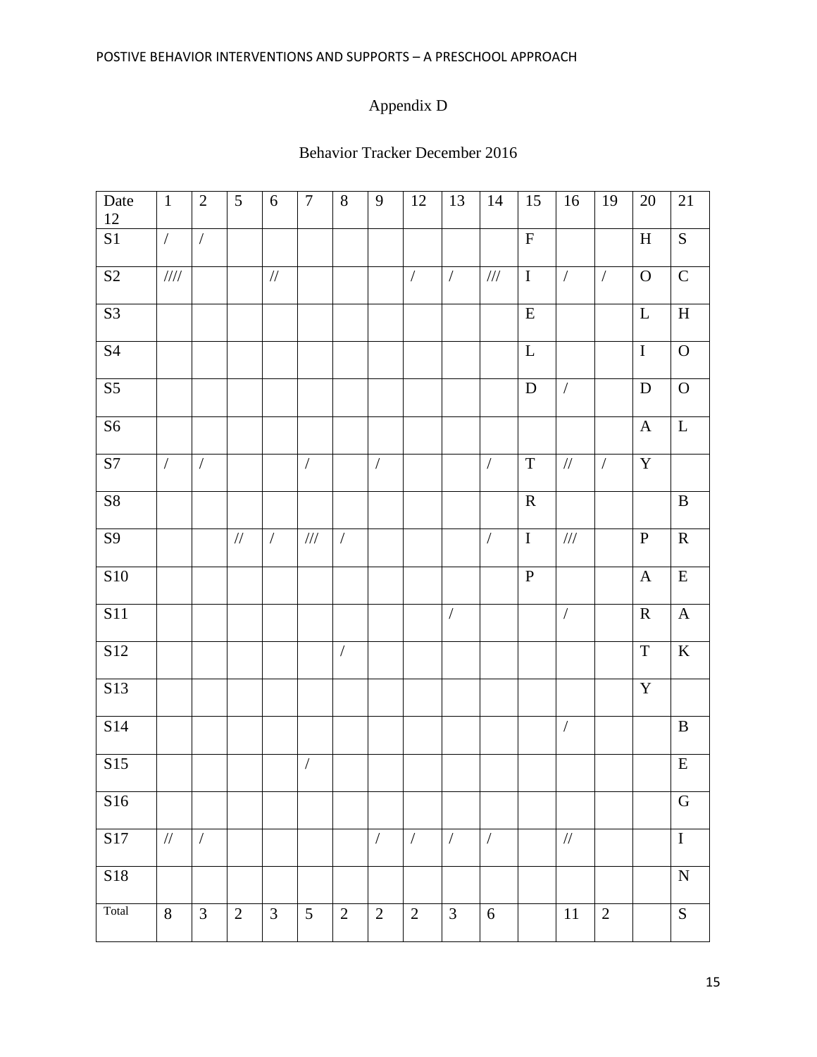# Appendix D

## Behavior Tracker December 2016

| Date 12 | 1 | 2 | 5 | 6 | 7 | 8 | 9 | 12 | 13 | 14 | 15 | 16 | 19 | 20 | 21 |
|---|---|---|---|---|---|---|---|---|---|---|---|---|---|---|---|
| S1 | / | / | | | | | | | | | F | | | H | S |
| S2 | //// | | | // | | | | / | / | /// | I | / | / | O | C |
| S3 | | | | | | | | | | | E | | | L | H |
| S4 | | | | | | | | | | | L | | | I | O |
| S5 | | | | | | | | | | | D | / | | D | O |
| S6 | | | | | | | | | | | | | | A | L |
| S7 | / | / | | | / | | / | | | / | T | // | / | Y | |
| S8 | | | | | | | | | | | R | | | | B |
| S9 | | | // | / | /// | / | | | | / | I | /// | | P | R |
| S10 | | | | | | | | | | | P | | | A | E |
| S11 | | | | | | | | | / | | | / | | R | A |
| S12 | | | | | | / | | | | | | | | T | K |
| S13 | | | | | | | | | | | | | | Y | |
| S14 | | | | | | | | | | | | / | | | B |
| S15 | | | | | / | | | | | | | | | | E |
| S16 | | | | | | | | | | | | | | | G |
| S17 | // | / | | | | | / | / | / | / | | // | | | I |
| S18 | | | | | | | | | | | | | | | N |
| Total | 8 | 3 | 2 | 3 | 5 | 2 | 2 | 2 | 3 | 6 | | 11 | 2 | | S |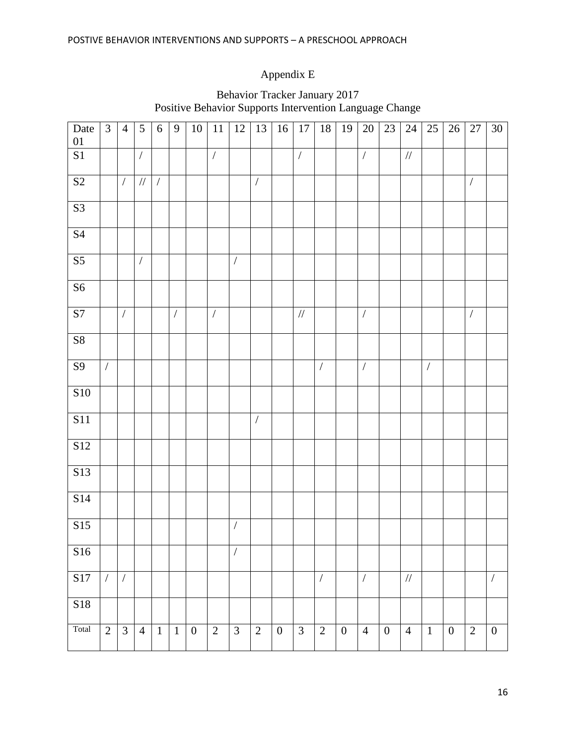# Appendix E

Behavior Tracker January 2017
Positive Behavior Supports Intervention Language Change

| Date 01 | 3 | 4 | 5 | 6 | 9 | 10 | 11 | 12 | 13 | 16 | 17 | 18 | 19 | 20 | 23 | 24 | 25 | 26 | 27 | 30 |
|---|---|---|---|---|---|---|---|---|---|---|---|---|---|---|---|---|---|---|---|---|
| S1 | | | / | | | | / | | | | / | | | / | | // | | | | |
| S2 | | / | // | / | | | | | / | | | | | | | | | | / | |
| S3 | | | | | | | | | | | | | | | | | | | | |
| S4 | | | | | | | | | | | | | | | | | | | | |
| S5 | | | / | | | | | / | | | | | | | | | | | | |
| S6 | | | | | | | | | | | | | | | | | | | | |
| S7 | | / | | | / | | / | | | | // | | | / | | | | | / | |
| S8 | | | | | | | | | | | | | | | | | | | | |
| S9 | / | | | | | | | | | | | / | | / | | | / | | | |
| S10 | | | | | | | | | | | | | | | | | | | | |
| S11 | | | | | | | | | / | | | | | | | | | | | |
| S12 | | | | | | | | | | | | | | | | | | | | |
| S13 | | | | | | | | | | | | | | | | | | | | |
| S14 | | | | | | | | | | | | | | | | | | | | |
| S15 | | | | | | | | / | | | | | | | | | | | | |
| S16 | | | | | | | | / | | | | | | | | | | | | |
| S17 | / | / | | | | | | | | | | / | | / | | // | | | | / |
| S18 | | | | | | | | | | | | | | | | | | | | |
| Total | 2 | 3 | 4 | 1 | 1 | 0 | 2 | 3 | 2 | 0 | 3 | 2 | 0 | 4 | 0 | 4 | 1 | 0 | 2 | 0 |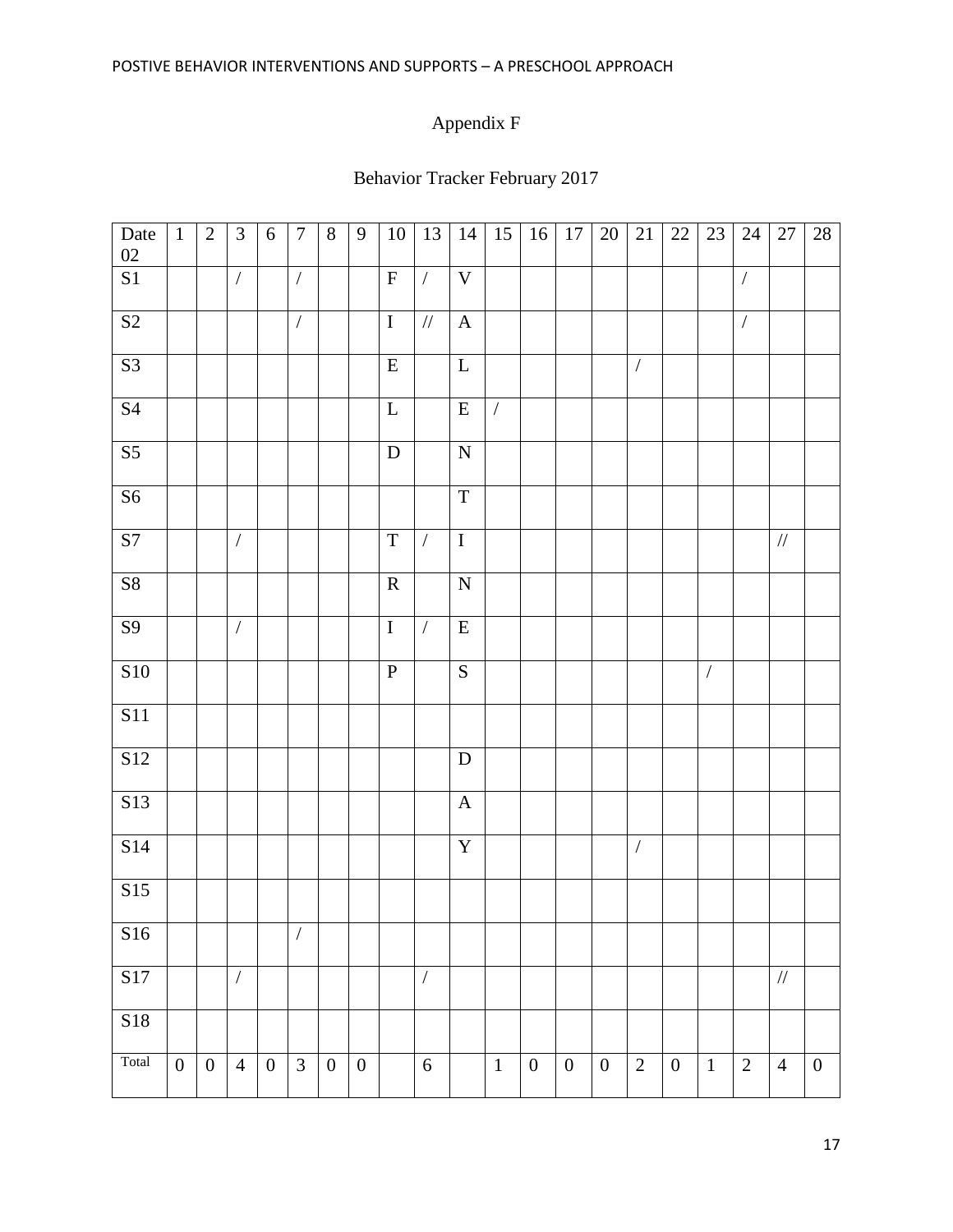Appendix F

Behavior Tracker February 2017

| Date 02 | 1 | 2 | 3 | 6 | 7 | 8 | 9 | 10 | 13 | 14 | 15 | 16 | 17 | 20 | 21 | 22 | 23 | 24 | 27 | 28 |
|---|---|---|---|---|---|---|---|---|---|---|---|---|---|---|---|---|---|---|---|---|
| S1 | | | / | | / | | | F | / | V | | | | | | | | / | | |
| S2 | | | | | / | | | I | // | A | | | | | | | | / | | |
| S3 | | | | | | | | E | | L | | | | | / | | | | | |
| S4 | | | | | | | | L | | E | / | | | | | | | | | |
| S5 | | | | | | | | D | | N | | | | | | | | | | |
| S6 | | | | | | | | | | T | | | | | | | | | | |
| S7 | | | / | | | | | T | / | I | | | | | | | | | // | |
| S8 | | | | | | | | R | | N | | | | | | | | | | |
| S9 | | | / | | | | | I | / | E | | | | | | | | | | |
| S10 | | | | | | | | P | | S | | | | | | | / | | | |
| S11 | | | | | | | | | | | | | | | | | | | | |
| S12 | | | | | | | | | | D | | | | | | | | | | |
| S13 | | | | | | | | | | A | | | | | | | | | | |
| S14 | | | | | | | | | | Y | | | | | / | | | | | |
| S15 | | | | | | | | | | | | | | | | | | | | |
| S16 | | | | | / | | | | | | | | | | | | | | | |
| S17 | | | / | | | | | | / | | | | | | | | | | // | |
| S18 | | | | | | | | | | | | | | | | | | | | |
| Total | 0 | 0 | 4 | 0 | 3 | 0 | 0 | | 6 | | 1 | 0 | 0 | 0 | 2 | 0 | 1 | 2 | 4 | 0 |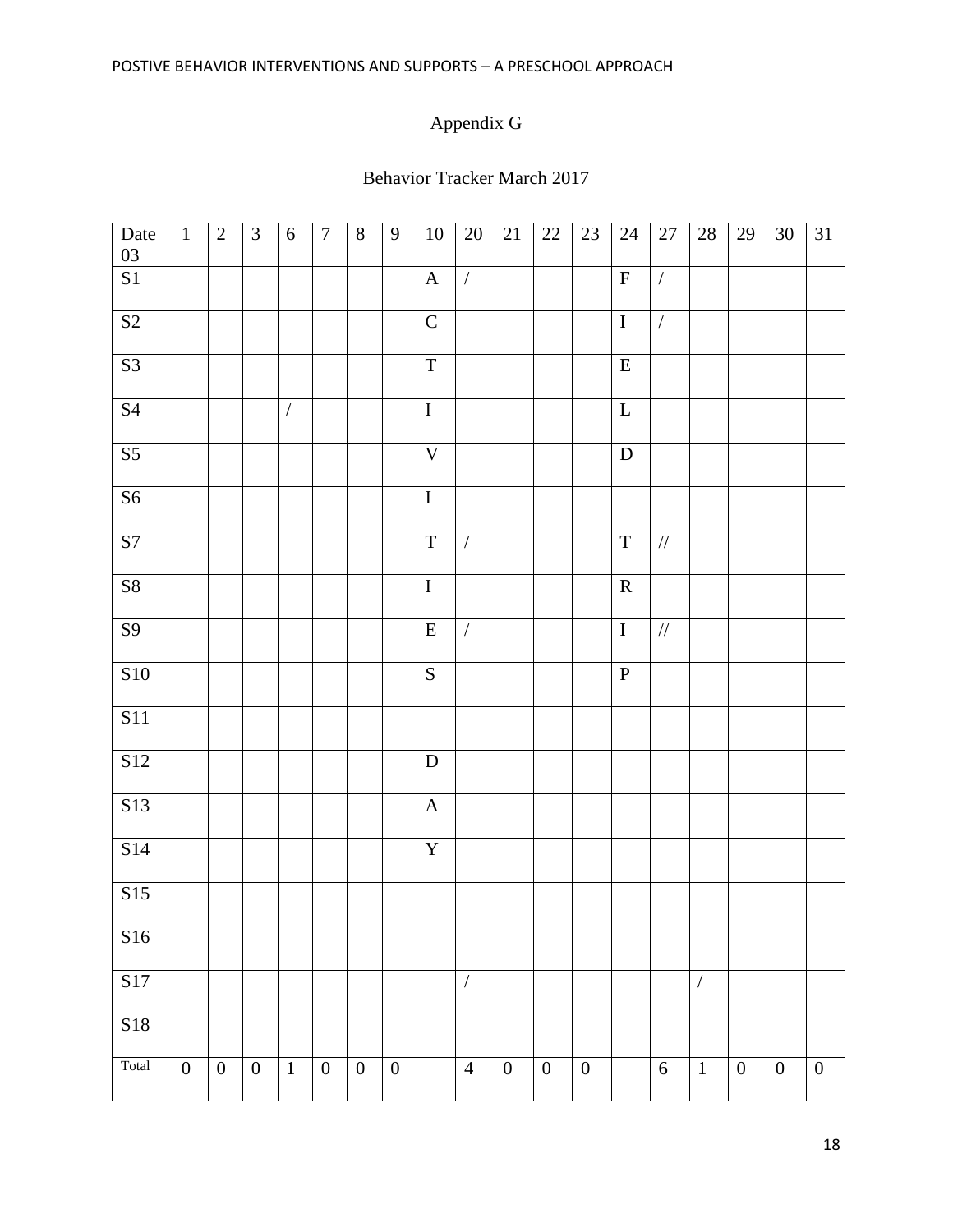Appendix G

Behavior Tracker March 2017

| Date 03 | 1 | 2 | 3 | 6 | 7 | 8 | 9 | 10 | 20 | 21 | 22 | 23 | 24 | 27 | 28 | 29 | 30 | 31 |
|---|---|---|---|---|---|---|---|---|---|---|---|---|---|---|---|---|---|---|
| S1 | | | | | | | | A | / | | | | F | / | | | | |
| S2 | | | | | | | | C | | | | | I | / | | | | |
| S3 | | | | | | | | T | | | | | E | | | | | |
| S4 | | | | / | | | | I | | | | | L | | | | | |
| S5 | | | | | | | | V | | | | | D | | | | | |
| S6 | | | | | | | | I | | | | | | | | | | |
| S7 | | | | | | | | T | / | | | | T | // | | | | |
| S8 | | | | | | | | I | | | | | R | | | | | |
| S9 | | | | | | | | E | / | | | | I | // | | | | |
| S10 | | | | | | | | S | | | | | P | | | | | |
| S11 | | | | | | | | | | | | | | | | | | |
| S12 | | | | | | | | D | | | | | | | | | | |
| S13 | | | | | | | | A | | | | | | | | | | |
| S14 | | | | | | | | Y | | | | | | | | | | |
| S15 | | | | | | | | | | | | | | | | | | |
| S16 | | | | | | | | | | | | | | | | | | |
| S17 | | | | | | | | | / | | | | | | / | | | |
| S18 | | | | | | | | | | | | | | | | | | |
| Total | 0 | 0 | 0 | 1 | 0 | 0 | 0 | | 4 | 0 | 0 | 0 | | 6 | 1 | 0 | 0 | 0 |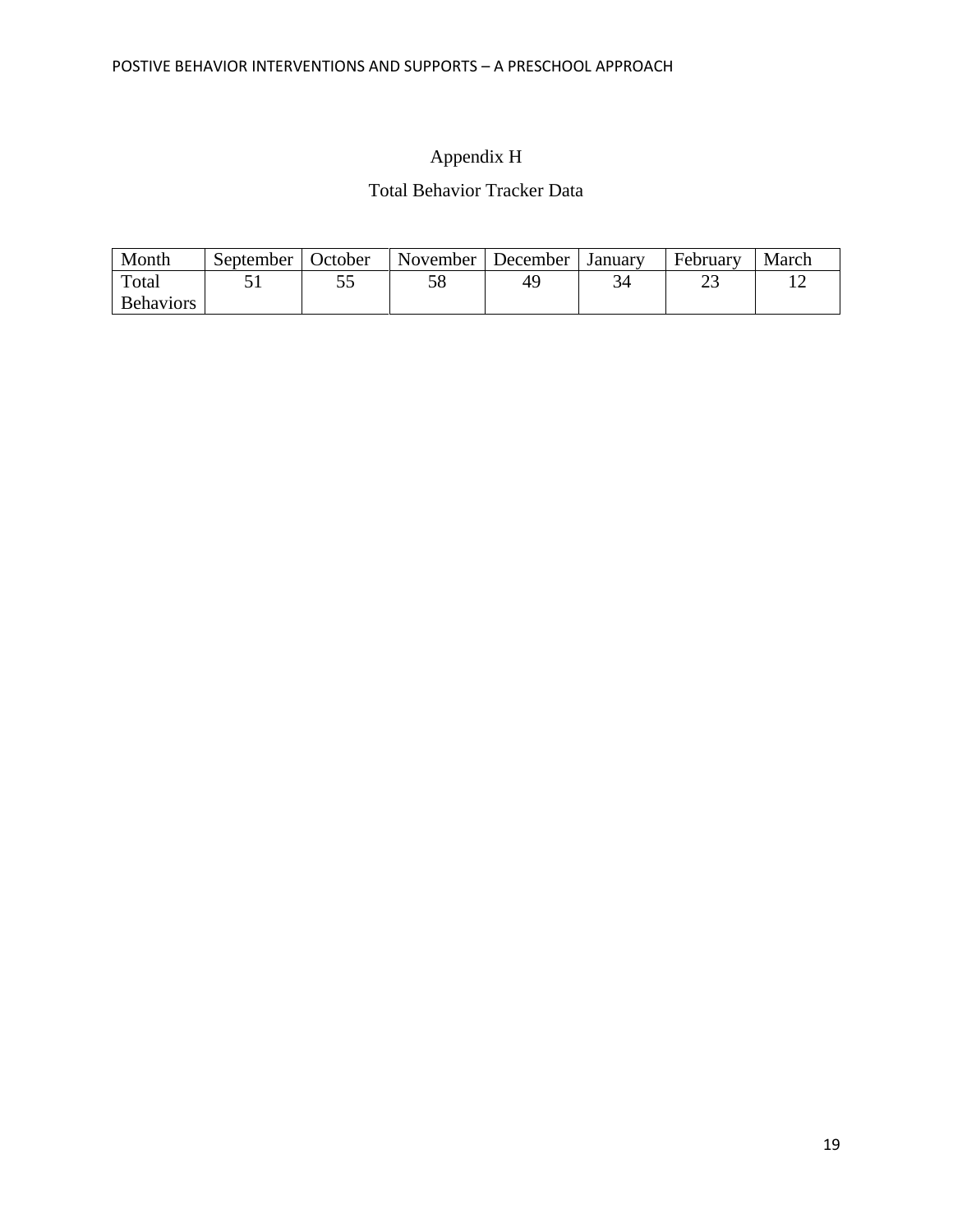# Appendix H

## Total Behavior Tracker Data

| Month | September | October | November | December | January | February | March |
|---|---|---|---|---|---|---|---|
| Total Behaviors | 51 | 55 | 58 | 49 | 34 | 23 | 12 |